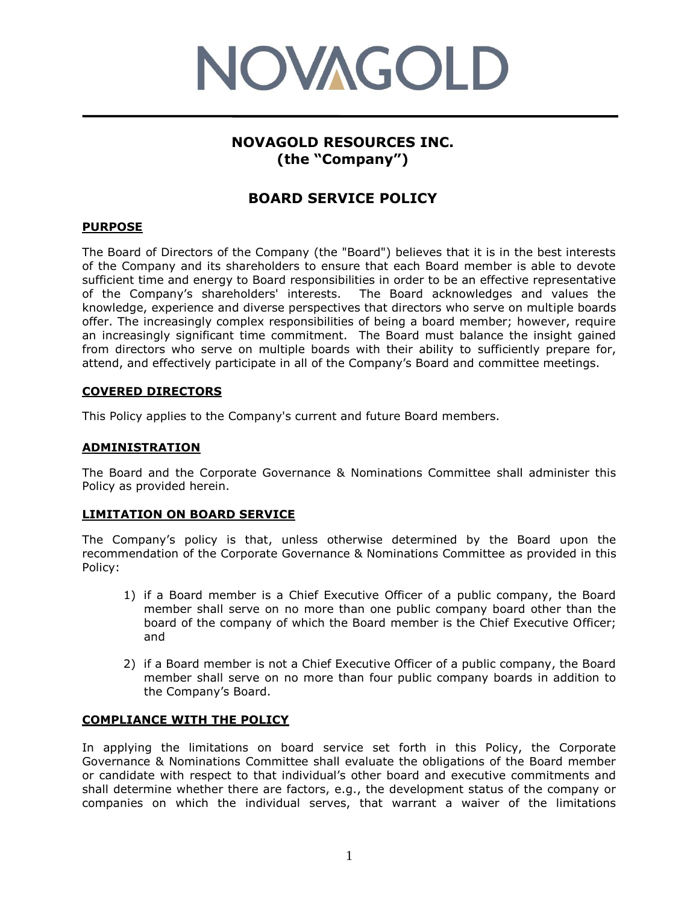# NOVAGOLD

## NOVAGOLD RESOURCES INC.
## (the "Company")

## BOARD SERVICE POLICY

### PURPOSE

The Board of Directors of the Company (the "Board") believes that it is in the best interests of the Company and its shareholders to ensure that each Board member is able to devote sufficient time and energy to Board responsibilities in order to be an effective representative of the Company's shareholders' interests. The Board acknowledges and values the knowledge, experience and diverse perspectives that directors who serve on multiple boards offer. The increasingly complex responsibilities of being a board member; however, require an increasingly significant time commitment. The Board must balance the insight gained from directors who serve on multiple boards with their ability to sufficiently prepare for, attend, and effectively participate in all of the Company's Board and committee meetings.

### COVERED DIRECTORS

This Policy applies to the Company's current and future Board members.

### ADMINISTRATION

The Board and the Corporate Governance & Nominations Committee shall administer this Policy as provided herein.

### LIMITATION ON BOARD SERVICE

The Company's policy is that, unless otherwise determined by the Board upon the recommendation of the Corporate Governance & Nominations Committee as provided in this Policy:

1) if a Board member is a Chief Executive Officer of a public company, the Board member shall serve on no more than one public company board other than the board of the company of which the Board member is the Chief Executive Officer; and

2) if a Board member is not a Chief Executive Officer of a public company, the Board member shall serve on no more than four public company boards in addition to the Company's Board.

### COMPLIANCE WITH THE POLICY

In applying the limitations on board service set forth in this Policy, the Corporate Governance & Nominations Committee shall evaluate the obligations of the Board member or candidate with respect to that individual's other board and executive commitments and shall determine whether there are factors, e.g., the development status of the company or companies on which the individual serves, that warrant a waiver of the limitations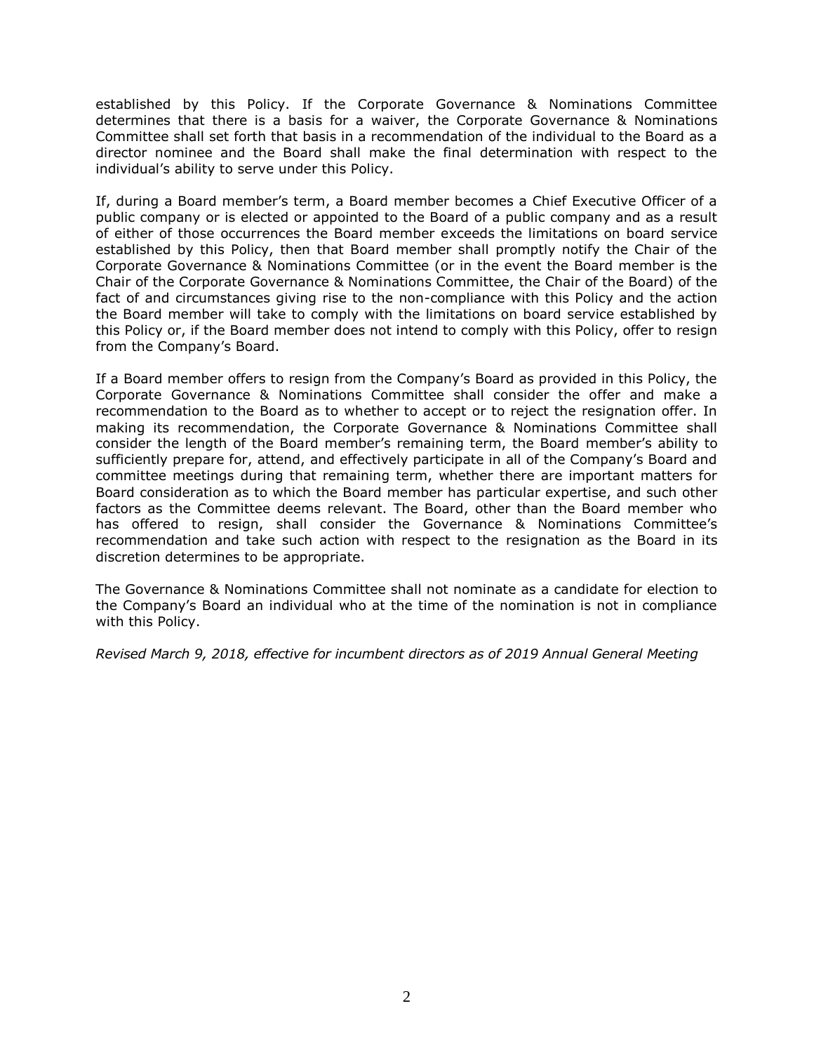established by this Policy. If the Corporate Governance & Nominations Committee determines that there is a basis for a waiver, the Corporate Governance & Nominations Committee shall set forth that basis in a recommendation of the individual to the Board as a director nominee and the Board shall make the final determination with respect to the individual's ability to serve under this Policy.

If, during a Board member's term, a Board member becomes a Chief Executive Officer of a public company or is elected or appointed to the Board of a public company and as a result of either of those occurrences the Board member exceeds the limitations on board service established by this Policy, then that Board member shall promptly notify the Chair of the Corporate Governance & Nominations Committee (or in the event the Board member is the Chair of the Corporate Governance & Nominations Committee, the Chair of the Board) of the fact of and circumstances giving rise to the non-compliance with this Policy and the action the Board member will take to comply with the limitations on board service established by this Policy or, if the Board member does not intend to comply with this Policy, offer to resign from the Company's Board.

If a Board member offers to resign from the Company's Board as provided in this Policy, the Corporate Governance & Nominations Committee shall consider the offer and make a recommendation to the Board as to whether to accept or to reject the resignation offer. In making its recommendation, the Corporate Governance & Nominations Committee shall consider the length of the Board member's remaining term, the Board member's ability to sufficiently prepare for, attend, and effectively participate in all of the Company's Board and committee meetings during that remaining term, whether there are important matters for Board consideration as to which the Board member has particular expertise, and such other factors as the Committee deems relevant. The Board, other than the Board member who has offered to resign, shall consider the Governance & Nominations Committee's recommendation and take such action with respect to the resignation as the Board in its discretion determines to be appropriate.

The Governance & Nominations Committee shall not nominate as a candidate for election to the Company's Board an individual who at the time of the nomination is not in compliance with this Policy.

*Revised March 9, 2018, effective for incumbent directors as of 2019 Annual General Meeting*